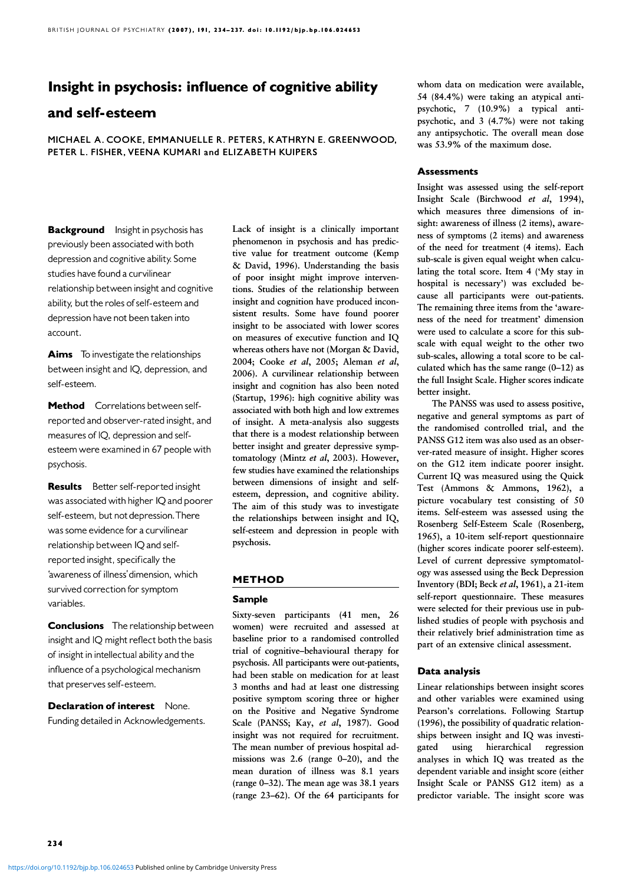# Insight in psychosis: influence of cognitive ability and self-esteem

MICHAEL A. COOKE, EMMANUELLE R. PETERS, KATHRYN E. GREENWOOD, PETER L. FISHER, VEENA KUMARI and ELIZABETH KUIPERS

**Background** Insight in psychosis has previously been associated with both depression and cognitive ability. Some studies have found a curvilinear relationship between insight and cognitive ability, but the roles of self-esteem and depression have not been taken into account.

**Aims** To investigate the relationships between insight and IQ, depression, and self-esteem.

**Method** Correlations between self-reported and observer-rated insight, and measures of IQ, depression and self-esteem were examined in 67 people with psychosis.

**Results** Better self-reported insight was associated with higher IQ and poorer self-esteem, but not depression. There was some evidence for a curvilinear relationship between IQ and self-reported insight, specifically the 'awareness of illness' dimension, which survived correction for symptom variables.

**Conclusions** The relationship between insight and IQ might reflect both the basis of insight in intellectual ability and the influence of a psychological mechanism that preserves self-esteem.

**Declaration of interest** None. Funding detailed in Acknowledgements.

Lack of insight is a clinically important phenomenon in psychosis and has predictive value for treatment outcome (Kemp & David, 1996). Understanding the basis of poor insight might improve interventions. Studies of the relationship between insight and cognition have produced inconsistent results. Some have found poorer insight to be associated with lower scores on measures of executive function and IQ whereas others have not (Morgan & David, 2004; Cooke *et al*, 2005; Aleman *et al*, 2006). A curvilinear relationship between insight and cognition has also been noted (Startup, 1996): high cognitive ability was associated with both high and low extremes of insight. A meta-analysis also suggests that there is a modest relationship between better insight and greater depressive symptomatology (Mintz *et al*, 2003). However, few studies have examined the relationships between dimensions of insight and self-esteem, depression, and cognitive ability. The aim of this study was to investigate the relationships between insight and IQ, self-esteem and depression in people with psychosis.

## METHOD

### Sample

Sixty-seven participants (41 men, 26 women) were recruited and assessed at baseline prior to a randomised controlled trial of cognitive–behavioural therapy for psychosis. All participants were out-patients, had been stable on medication for at least 3 months and had at least one distressing positive symptom scoring three or higher on the Positive and Negative Syndrome Scale (PANSS; Kay, *et al*, 1987). Good insight was not required for recruitment. The mean number of previous hospital admissions was 2.6 (range 0–20), and the mean duration of illness was 8.1 years (range 0–32). The mean age was 38.1 years (range 23–62). Of the 64 participants for whom data on medication were available, 54 (84.4%) were taking an atypical antipsychotic, 7 (10.9%) a typical antipsychotic, and 3 (4.7%) were not taking any antipsychotic. The overall mean dose was 53.9% of the maximum dose.

### Assessments

Insight was assessed using the self-report Insight Scale (Birchwood *et al*, 1994), which measures three dimensions of insight: awareness of illness (2 items), awareness of symptoms (2 items) and awareness of the need for treatment (4 items). Each sub-scale is given equal weight when calculating the total score. Item 4 ('My stay in hospital is necessary') was excluded because all participants were out-patients. The remaining three items from the 'awareness of the need for treatment' dimension were used to calculate a score for this sub-scale with equal weight to the other two sub-scales, allowing a total score to be calculated which has the same range (0–12) as the full Insight Scale. Higher scores indicate better insight.

The PANSS was used to assess positive, negative and general symptoms as part of the randomised controlled trial, and the PANSS G12 item was also used as an observer-rated measure of insight. Higher scores on the G12 item indicate poorer insight. Current IQ was measured using the Quick Test (Ammons & Ammons, 1962), a picture vocabulary test consisting of 50 items. Self-esteem was assessed using the Rosenberg Self-Esteem Scale (Rosenberg, 1965), a 10-item self-report questionnaire (higher scores indicate poorer self-esteem). Level of current depressive symptomatology was assessed using the Beck Depression Inventory (BDI; Beck *et al*, 1961), a 21-item self-report questionnaire. These measures were selected for their previous use in published studies of people with psychosis and their relatively brief administration time as part of an extensive clinical assessment.

### Data analysis

Linear relationships between insight scores and other variables were examined using Pearson's correlations. Following Startup (1996), the possibility of quadratic relationships between insight and IQ was investigated using hierarchical regression analyses in which IQ was treated as the dependent variable and insight score (either Insight Scale or PANSS G12 item) as a predictor variable. The insight score was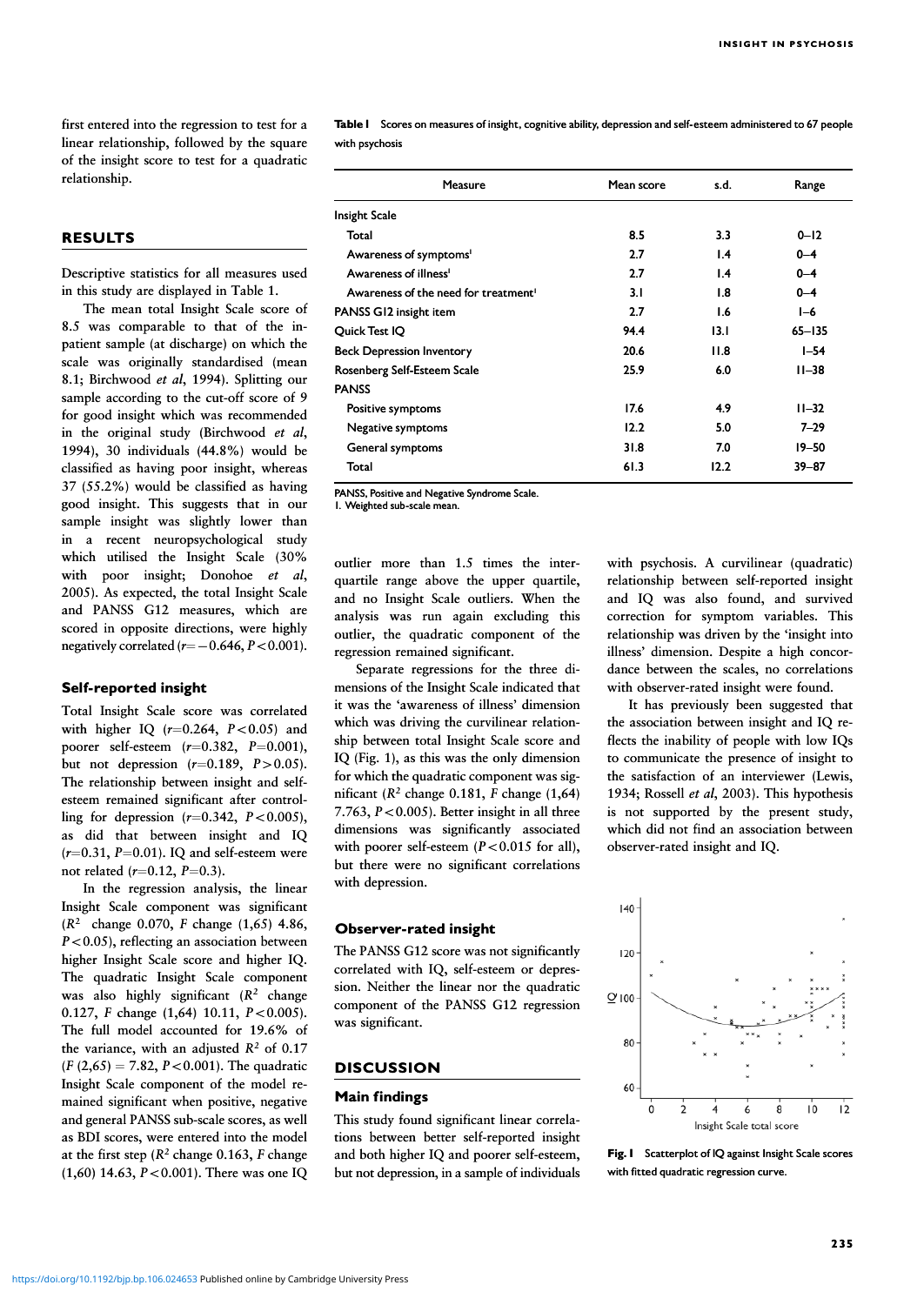first entered into the regression to test for a linear relationship, followed by the square of the insight score to test for a quadratic relationship.

## RESULTS

Descriptive statistics for all measures used in this study are displayed in Table 1.

The mean total Insight Scale score of 8.5 was comparable to that of the in-patient sample (at discharge) on which the scale was originally standardised (mean 8.1; Birchwood *et al*, 1994). Splitting our sample according to the cut-off score of 9 for good insight which was recommended in the original study (Birchwood *et al*, 1994), 30 individuals (44.8%) would be classified as having poor insight, whereas 37 (55.2%) would be classified as having good insight. This suggests that in our sample insight was slightly lower than in a recent neuropsychological study which utilised the Insight Scale (30% with poor insight; Donohoe *et al*, 2005). As expected, the total Insight Scale and PANSS G12 measures, which are scored in opposite directions, were highly negatively correlated ($r=-0.646$, $P<0.001$).

**Table 1** Scores on measures of insight, cognitive ability, depression and self-esteem administered to 67 people with psychosis

| Measure | Mean score | s.d. | Range |
|---|---|---|---|
| Insight Scale | | | |
| Total | 8.5 | 3.3 | 0–12 |
| Awareness of symptoms[1] | 2.7 | 1.4 | 0–4 |
| Awareness of illness[1] | 2.7 | 1.4 | 0–4 |
| Awareness of the need for treatment[1] | 3.1 | 1.8 | 0–4 |
| PANSS G12 insight item | 2.7 | 1.6 | 1–6 |
| Quick Test IQ | 94.4 | 13.1 | 65–135 |
| Beck Depression Inventory | 20.6 | 11.8 | 1–54 |
| Rosenberg Self-Esteem Scale | 25.9 | 6.0 | 11–38 |
| PANSS | | | |
| Positive symptoms | 17.6 | 4.9 | 11–32 |
| Negative symptoms | 12.2 | 5.0 | 7–29 |
| General symptoms | 31.8 | 7.0 | 19–50 |
| Total | 61.3 | 12.2 | 39–87 |

PANSS, Positive and Negative Syndrome Scale.
1. Weighted sub-scale mean.

### Self-reported insight

Total Insight Scale score was correlated with higher IQ ($r=0.264$, $P<0.05$) and poorer self-esteem ($r=0.382$, $P=0.001$), but not depression ($r=0.189$, $P>0.05$). The relationship between insight and self-esteem remained significant after controlling for depression ($r=0.342$, $P<0.005$), as did that between insight and IQ ($r=0.31$, $P=0.01$). IQ and self-esteem were not related ($r=0.12$, $P=0.3$).

In the regression analysis, the linear Insight Scale component was significant ($R^2$ change 0.070, $F$ change (1,65) 4.86, $P<0.05$), reflecting an association between higher Insight Scale score and higher IQ. The quadratic Insight Scale component was also highly significant ($R^2$ change 0.127, $F$ change (1,64) 10.11, $P<0.005$). The full model accounted for 19.6% of the variance, with an adjusted $R^2$ of 0.17 ($F$ (2,65) = 7.82, $P<0.001$). The quadratic Insight Scale component of the model remained significant when positive, negative and general PANSS sub-scale scores, as well as BDI scores, were entered into the model at the first step ($R^2$ change 0.163, $F$ change (1,60) 14.63, $P<0.001$). There was one IQ outlier more than 1.5 times the interquartile range above the upper quartile, and no Insight Scale outliers. When the analysis was run again excluding this outlier, the quadratic component of the regression remained significant.

Separate regressions for the three dimensions of the Insight Scale indicated that it was the 'awareness of illness' dimension which was driving the curvilinear relationship between total Insight Scale score and IQ (Fig. 1), as this was the only dimension for which the quadratic component was significant ($R^2$ change 0.181, $F$ change (1,64) 7.763, $P<0.005$). Better insight in all three dimensions was significantly associated with poorer self-esteem ($P<0.015$ for all), but there were no significant correlations with depression.

### Observer-rated insight

The PANSS G12 score was not significantly correlated with IQ, self-esteem or depression. Neither the linear nor the quadratic component of the PANSS G12 regression was significant.

## DISCUSSION

### Main findings

This study found significant linear correlations between better self-reported insight and both higher IQ and poorer self-esteem, but not depression, in a sample of individuals with psychosis. A curvilinear (quadratic) relationship between self-reported insight and IQ was also found, and survived correction for symptom variables. This relationship was driven by the 'insight into illness' dimension. Despite a high concordance between the scales, no correlations with observer-rated insight were found.

It has previously been suggested that the association between insight and IQ reflects the inability of people with low IQs to communicate the presence of insight to the satisfaction of an interviewer (Lewis, 1934; Rossell *et al*, 2003). This hypothesis is not supported by the present study, which did not find an association between observer-rated insight and IQ.

**Fig. 1** Scatterplot of IQ against Insight Scale scores with fitted quadratic regression curve.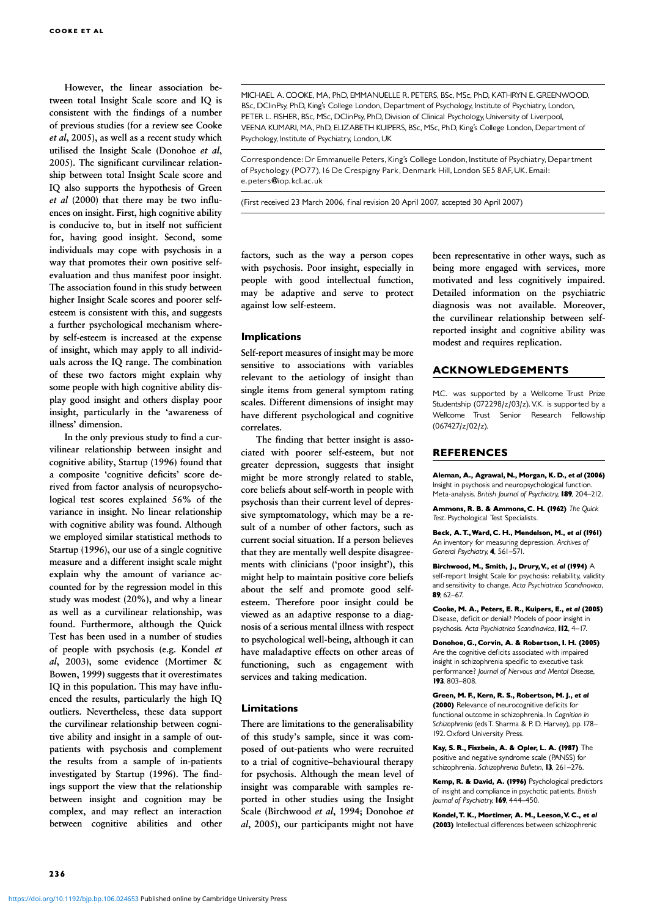However, the linear association between total Insight Scale score and IQ is consistent with the findings of a number of previous studies (for a review see Cooke *et al*, 2005), as well as a recent study which utilised the Insight Scale (Donohoe *et al*, 2005). The significant curvilinear relationship between total Insight Scale score and IQ also supports the hypothesis of Green *et al* (2000) that there may be two influences on insight. First, high cognitive ability is conducive to, but in itself not sufficient for, having good insight. Second, some individuals may cope with psychosis in a way that promotes their own positive self-evaluation and thus manifest poor insight. The association found in this study between higher Insight Scale scores and poorer self-esteem is consistent with this, and suggests a further psychological mechanism whereby self-esteem is increased at the expense of insight, which may apply to all individuals across the IQ range. The combination of these two factors might explain why some people with high cognitive ability display good insight and others display poor insight, particularly in the 'awareness of illness' dimension.

In the only previous study to find a curvilinear relationship between insight and cognitive ability, Startup (1996) found that a composite 'cognitive deficits' score derived from factor analysis of neuropsychological test scores explained 56% of the variance in insight. No linear relationship with cognitive ability was found. Although we employed similar statistical methods to Startup (1996), our use of a single cognitive measure and a different insight scale might explain why the amount of variance accounted for by the regression model in this study was modest (20%), and why a linear as well as a curvilinear relationship, was found. Furthermore, although the Quick Test has been used in a number of studies of people with psychosis (e.g. Kondel *et al*, 2003), some evidence (Mortimer & Bowen, 1999) suggests that it overestimates IQ in this population. This may have influenced the results, particularly the high IQ outliers. Nevertheless, these data support the curvilinear relationship between cognitive ability and insight in a sample of out-patients with psychosis and complement the results from a sample of in-patients investigated by Startup (1996). The findings support the view that the relationship between insight and cognition may be complex, and may reflect an interaction between cognitive abilities and other factors, such as the way a person copes with psychosis. Poor insight, especially in people with good intellectual function, may be adaptive and serve to protect against low self-esteem.

### Implications

Self-report measures of insight may be more sensitive to associations with variables relevant to the aetiology of insight than single items from general symptom rating scales. Different dimensions of insight may have different psychological and cognitive correlates.

The finding that better insight is associated with poorer self-esteem, but not greater depression, suggests that insight might be more strongly related to stable, core beliefs about self-worth in people with psychosis than their current level of depressive symptomatology, which may be a result of a number of other factors, such as current social situation. If a person believes that they are mentally well despite disagreements with clinicians ('poor insight'), this might help to maintain positive core beliefs about the self and promote good self-esteem. Therefore poor insight could be viewed as an adaptive response to a diagnosis of a serious mental illness with respect to psychological well-being, although it can have maladaptive effects on other areas of functioning, such as engagement with services and taking medication.

### Limitations

There are limitations to the generalisability of this study's sample, since it was composed of out-patients who were recruited to a trial of cognitive–behavioural therapy for psychosis. Although the mean level of insight was comparable with samples reported in other studies using the Insight Scale (Birchwood *et al*, 1994; Donohoe *et al*, 2005), our participants might not have been representative in other ways, such as being more engaged with services, more motivated and less cognitively impaired. Detailed information on the psychiatric diagnosis was not available. Moreover, the curvilinear relationship between self-reported insight and cognitive ability was modest and requires replication.

MICHAEL A. COOKE, MA, PhD, EMMANUELLE R. PETERS, BSc, MSc, PhD, KATHRYN E. GREENWOOD, BSc, DClinPsy, PhD, King's College London, Department of Psychology, Institute of Psychiatry, London, PETER L. FISHER, BSc, MSc, DClinPsy, PhD, Division of Clinical Psychology, University of Liverpool, VEENA KUMARI, MA, PhD, ELIZABETH KUIPERS, BSc, MSc, PhD, King's College London, Department of Psychology, Institute of Psychiatry, London, UK

Correspondence: Dr Emmanuelle Peters, King's College London, Institute of Psychiatry, Department of Psychology (PO77), 16 De Crespigny Park, Denmark Hill, London SE5 8AF, UK. Email: e.peters@iop.kcl.ac.uk

(First received 23 March 2006, final revision 20 April 2007, accepted 30 April 2007)

## ACKNOWLEDGEMENTS

M.C. was supported by a Wellcome Trust Prize Studentship (072298/z/03/z). V.K. is supported by a Wellcome Trust Senior Research Fellowship (067427/z/02/z).

## REFERENCES

**Aleman, A., Agrawal, N., Morgan, K. D., *et al* (2006)** Insight in psychosis and neuropsychological function. Meta-analysis. *British Journal of Psychiatry*, **189**, 204–212.

**Ammons, R. B. & Ammons, C. H. (1962)** *The Quick Test*. Psychological Test Specialists.

**Beck, A. T., Ward, C. H., Mendelson, M., *et al* (1961)** An inventory for measuring depression. *Archives of General Psychiatry*, **4**, 561–571.

**Birchwood, M., Smith, J., Drury, V., *et al* (1994)** A self-report Insight Scale for psychosis: reliability, validity and sensitivity to change. *Acta Psychiatrica Scandinavica*, **89**, 62–67.

**Cooke, M. A., Peters, E. R., Kuipers, E., *et al* (2005)** Disease, deficit or denial? Models of poor insight in psychosis. *Acta Psychiatrica Scandinavica*, **112**, 4–17.

**Donohoe, G., Corvin, A. & Robertson, I. H. (2005)** Are the cognitive deficits associated with impaired insight in schizophrenia specific to executive task performance? *Journal of Nervous and Mental Disease*, **193**, 803–808.

**Green, M. F., Kern, R. S., Robertson, M. J., *et al* (2000)** Relevance of neurocognitive deficits for functional outcome in schizophrenia. In *Cognition in Schizophrenia* (eds T. Sharma & P. D. Harvey), pp. 178–192. Oxford University Press.

**Kay, S. R., Fiszbein, A. & Opler, L. A. (1987)** The positive and negative syndrome scale (PANSS) for schizophrenia. *Schizophrenia Bulletin*, **13**, 261–276.

**Kemp, R. & David, A. (1996)** Psychological predictors of insight and compliance in psychotic patients. *British Journal of Psychiatry*, **169**, 444–450.

**Kondel, T. K., Mortimer, A. M., Leeson, V. C., *et al* (2003)** Intellectual differences between schizophrenic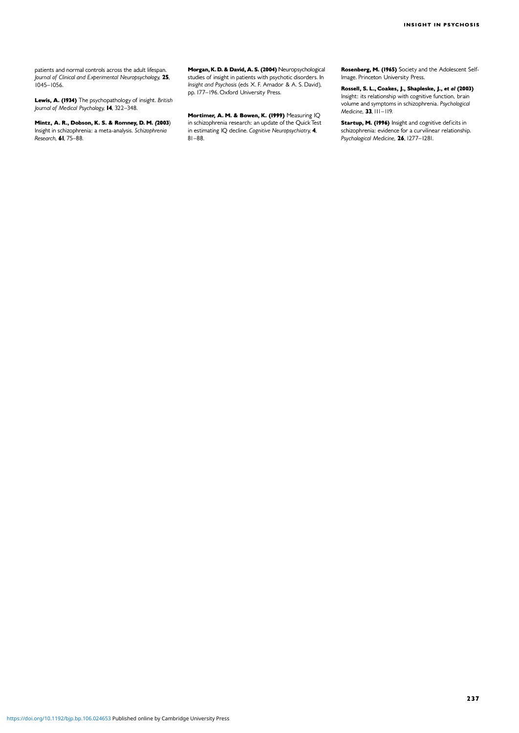patients and normal controls across the adult lifespan. *Journal of Clinical and Experimental Neuropsychology*, **25**, 1045–1056.

**Lewis, A. (1934)** The psychopathology of insight. *British Journal of Medical Psychology*, **14**, 322–348.

**Mintz, A. R., Dobson, K. S. & Romney, D. M. (2003)** Insight in schizophrenia: a meta-analysis. *Schizophrenia Research*, **61**, 75–88.

**Morgan, K. D. & David, A. S. (2004)** Neuropsychological studies of insight in patients with psychotic disorders. In *Insight and Psychosis* (eds X. F. Amador & A. S. David), pp. 177–196. Oxford University Press.

**Mortimer, A. M. & Bowen, K. (1999)** Measuring IQ in schizophrenia research: an update of the Quick Test in estimating IQ decline. *Cognitive Neuropsychiatry*, **4**, 81–88.

**Rosenberg, M. (1965)** Society and the Adolescent Self-Image. Princeton University Press.

**Rossell, S. L., Coakes, J., Shapleske, J., *et al* (2003)** Insight: its relationship with cognitive function, brain volume and symptoms in schizophrenia. *Psychological Medicine*, **33**, 111–119.

**Startup, M. (1996)** Insight and cognitive deficits in schizophrenia: evidence for a curvilinear relationship. *Psychological Medicine*, **26**, 1277–1281.